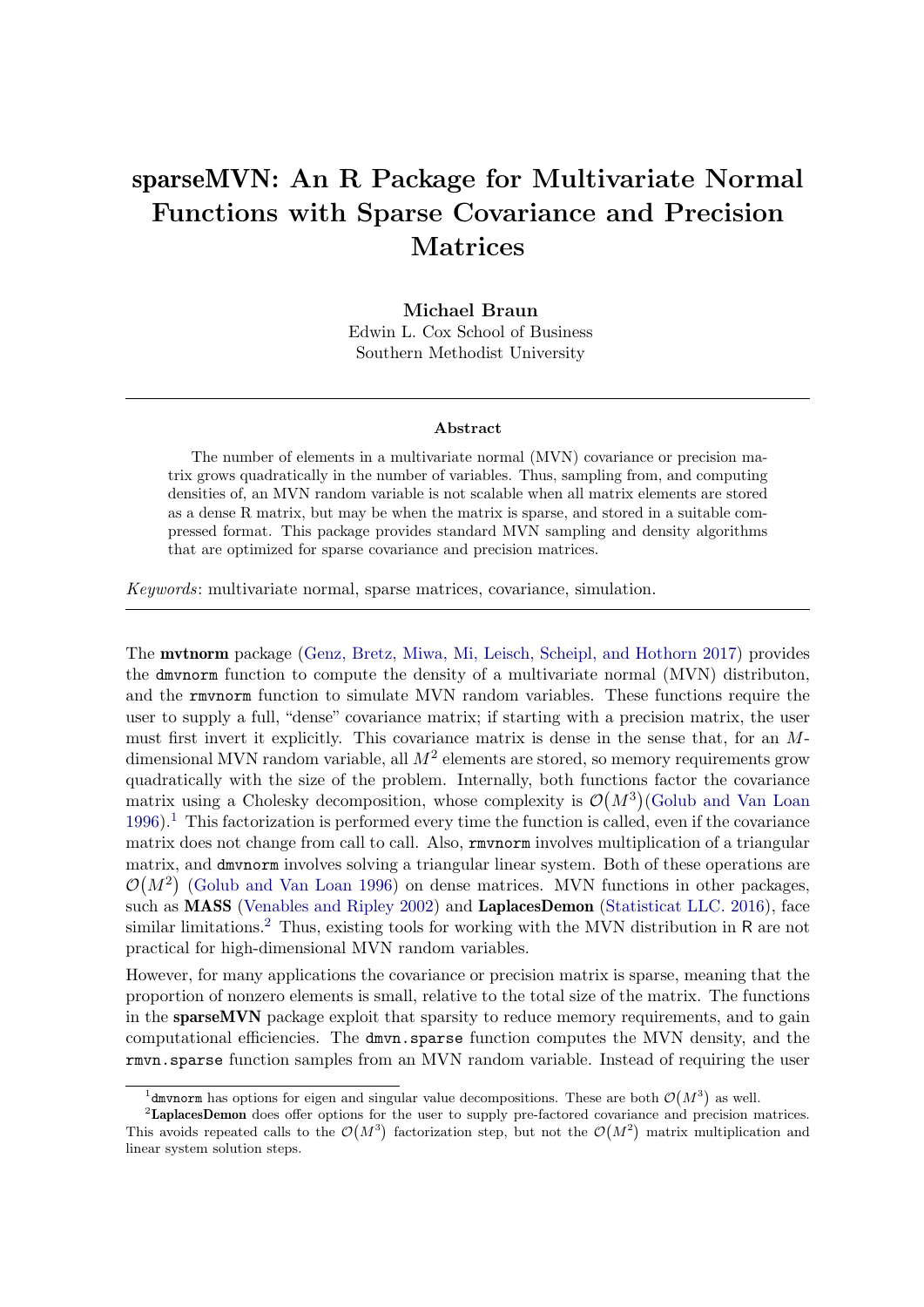# sparseMVN: An R Package for Multivariate Normal Functions with Sparse Covariance and Precision Matrices

**Michael Braun**
Edwin L. Cox School of Business
Southern Methodist University

---

**Abstract**

The number of elements in a multivariate normal (MVN) covariance or precision matrix grows quadratically in the number of variables. Thus, sampling from, and computing densities of, an MVN random variable is not scalable when all matrix elements are stored as a dense R matrix, but may be when the matrix is sparse, and stored in a suitable compressed format. This package provides standard MVN sampling and density algorithms that are optimized for sparse covariance and precision matrices.

*Keywords*: multivariate normal, sparse matrices, covariance, simulation.

---

The **mvtnorm** package (Genz, Bretz, Miwa, Mi, Leisch, Scheipl, and Hothorn 2017) provides the `dmvnorm` function to compute the density of a multivariate normal (MVN) distributon, and the `rmvnorm` function to simulate MVN random variables. These functions require the user to supply a full, "dense" covariance matrix; if starting with a precision matrix, the user must first invert it explicitly. This covariance matrix is dense in the sense that, for an $M$-dimensional MVN random variable, all $M^2$ elements are stored, so memory requirements grow quadratically with the size of the problem. Internally, both functions factor the covariance matrix using a Cholesky decomposition, whose complexity is $\mathcal{O}(M^3)$(Golub and Van Loan 1996).[1] This factorization is performed every time the function is called, even if the covariance matrix does not change from call to call. Also, `rmvnorm` involves multiplication of a triangular matrix, and `dmvnorm` involves solving a triangular linear system. Both of these operations are $\mathcal{O}(M^2)$ (Golub and Van Loan 1996) on dense matrices. MVN functions in other packages, such as **MASS** (Venables and Ripley 2002) and **LaplacesDemon** (Statisticat LLC. 2016), face similar limitations.[2] Thus, existing tools for working with the MVN distribution in R are not practical for high-dimensional MVN random variables.

However, for many applications the covariance or precision matrix is sparse, meaning that the proportion of nonzero elements is small, relative to the total size of the matrix. The functions in the **sparseMVN** package exploit that sparsity to reduce memory requirements, and to gain computational efficiencies. The `dmvn.sparse` function computes the MVN density, and the `rmvn.sparse` function samples from an MVN random variable. Instead of requiring the user

---

[1] `dmvnorm` has options for eigen and singular value decompositions. These are both $\mathcal{O}(M^3)$ as well.

[2] **LaplacesDemon** does offer options for the user to supply pre-factored covariance and precision matrices. This avoids repeated calls to the $\mathcal{O}(M^3)$ factorization step, but not the $\mathcal{O}(M^2)$ matrix multiplication and linear system solution steps.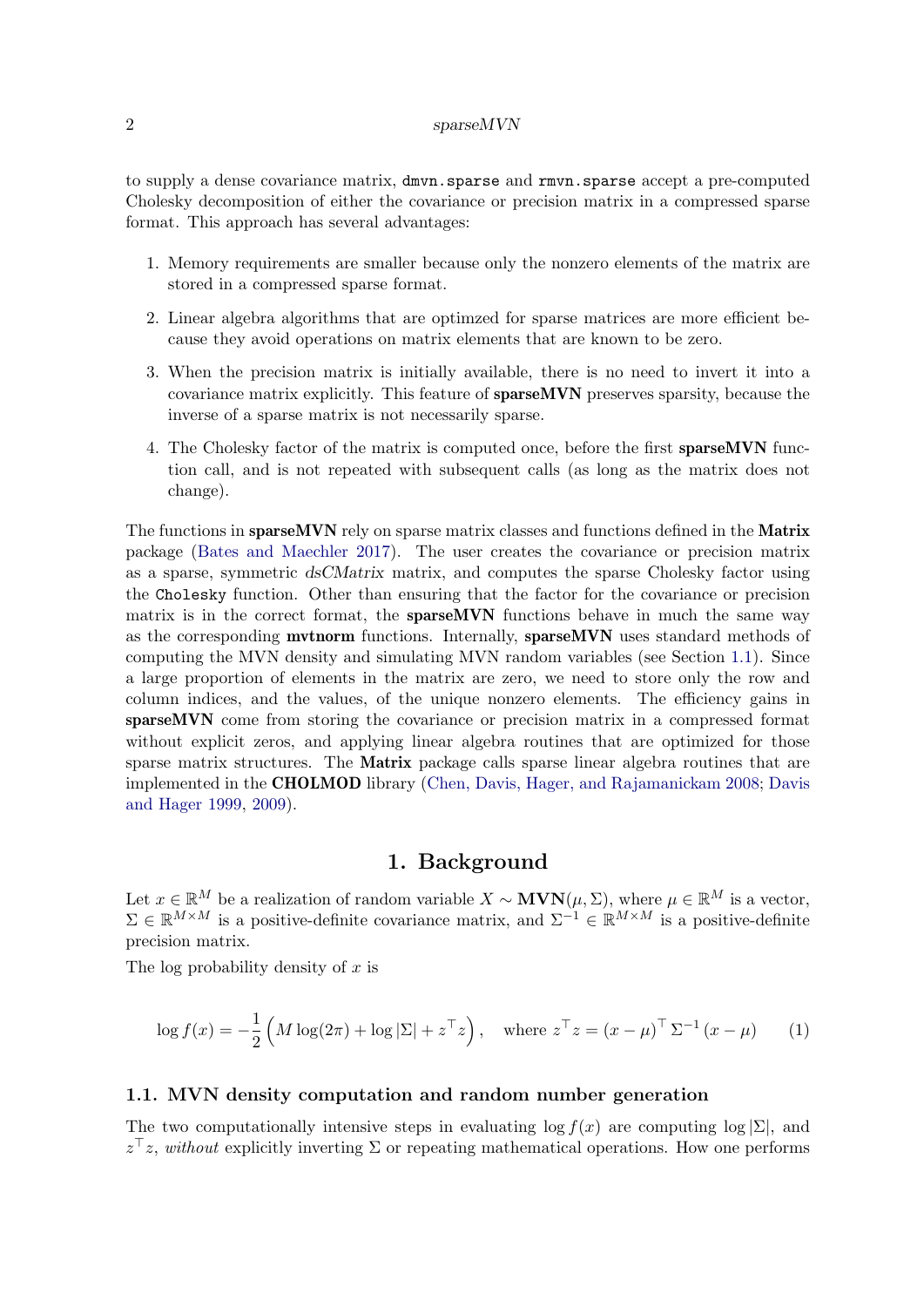to supply a dense covariance matrix, `dmvn.sparse` and `rmvn.sparse` accept a pre-computed Cholesky decomposition of either the covariance or precision matrix in a compressed sparse format. This approach has several advantages:

1. Memory requirements are smaller because only the nonzero elements of the matrix are stored in a compressed sparse format.
2. Linear algebra algorithms that are optimzed for sparse matrices are more efficient because they avoid operations on matrix elements that are known to be zero.
3. When the precision matrix is initially available, there is no need to invert it into a covariance matrix explicitly. This feature of **sparseMVN** preserves sparsity, because the inverse of a sparse matrix is not necessarily sparse.
4. The Cholesky factor of the matrix is computed once, before the first **sparseMVN** function call, and is not repeated with subsequent calls (as long as the matrix does not change).

The functions in **sparseMVN** rely on sparse matrix classes and functions defined in the **Matrix** package (Bates and Maechler 2017). The user creates the covariance or precision matrix as a sparse, symmetric *dsCMatrix* matrix, and computes the sparse Cholesky factor using the `Cholesky` function. Other than ensuring that the factor for the covariance or precision matrix is in the correct format, the **sparseMVN** functions behave in much the same way as the corresponding **mvtnorm** functions. Internally, **sparseMVN** uses standard methods of computing the MVN density and simulating MVN random variables (see Section 1.1). Since a large proportion of elements in the matrix are zero, we need to store only the row and column indices, and the values, of the unique nonzero elements. The efficiency gains in **sparseMVN** come from storing the covariance or precision matrix in a compressed format without explicit zeros, and applying linear algebra routines that are optimized for those sparse matrix structures. The **Matrix** package calls sparse linear algebra routines that are implemented in the **CHOLMOD** library (Chen, Davis, Hager, and Rajamanickam 2008; Davis and Hager 1999, 2009).

# 1. Background

Let $x \in \mathbb{R}^M$ be a realization of random variable $X \sim \mathbf{MVN}(\mu, \Sigma)$, where $\mu \in \mathbb{R}^M$ is a vector, $\Sigma \in \mathbb{R}^{M \times M}$ is a positive-definite covariance matrix, and $\Sigma^{-1} \in \mathbb{R}^{M \times M}$ is a positive-definite precision matrix.

The log probability density of $x$ is

$$\log f(x) = -\frac{1}{2}\left(M\log(2\pi) + \log|\Sigma| + z^\top z\right), \quad \text{where } z^\top z = (x-\mu)^\top \Sigma^{-1} (x-\mu) \tag{1}$$

## 1.1. MVN density computation and random number generation

The two computationally intensive steps in evaluating $\log f(x)$ are computing $\log|\Sigma|$, and $z^\top z$, *without* explicitly inverting $\Sigma$ or repeating mathematical operations. How one performs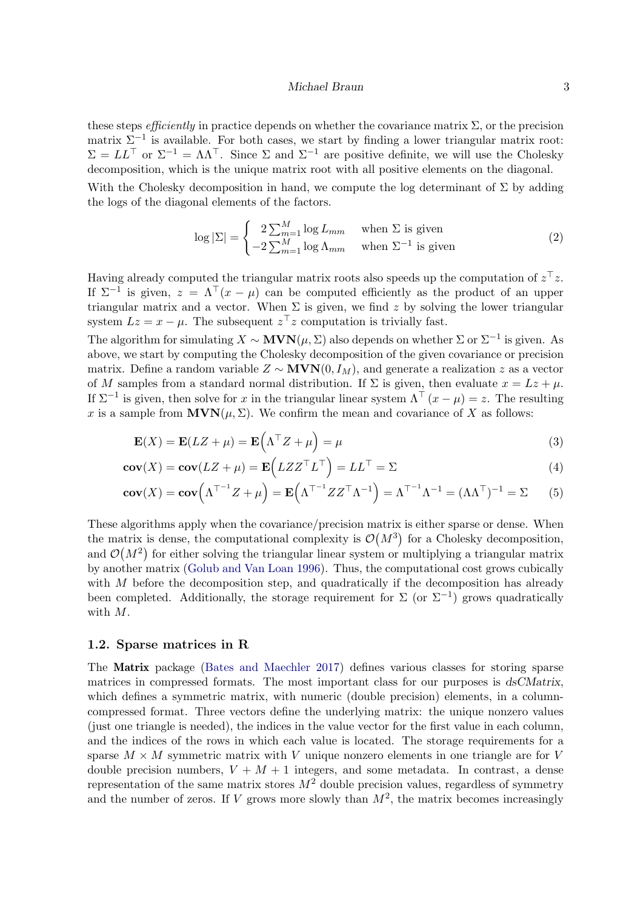these steps *efficiently* in practice depends on whether the covariance matrix $\Sigma$, or the precision matrix $\Sigma^{-1}$ is available. For both cases, we start by finding a lower triangular matrix root: $\Sigma = LL^\top$ or $\Sigma^{-1} = \Lambda\Lambda^\top$. Since $\Sigma$ and $\Sigma^{-1}$ are positive definite, we will use the Cholesky decomposition, which is the unique matrix root with all positive elements on the diagonal.

With the Cholesky decomposition in hand, we compute the log determinant of $\Sigma$ by adding the logs of the diagonal elements of the factors.

$$\log|\Sigma| = \begin{cases} 2\sum_{m=1}^{M} \log L_{mm} & \text{when } \Sigma \text{ is given} \\ -2\sum_{m=1}^{M} \log \Lambda_{mm} & \text{when } \Sigma^{-1} \text{ is given} \end{cases} \tag{2}$$

Having already computed the triangular matrix roots also speeds up the computation of $z^\top z$. If $\Sigma^{-1}$ is given, $z = \Lambda^\top(x - \mu)$ can be computed efficiently as the product of an upper triangular matrix and a vector. When $\Sigma$ is given, we find $z$ by solving the lower triangular system $Lz = x - \mu$. The subsequent $z^\top z$ computation is trivially fast.

The algorithm for simulating $X \sim \mathbf{MVN}(\mu, \Sigma)$ also depends on whether $\Sigma$ or $\Sigma^{-1}$ is given. As above, we start by computing the Cholesky decomposition of the given covariance or precision matrix. Define a random variable $Z \sim \mathbf{MVN}(0, I_M)$, and generate a realization $z$ as a vector of $M$ samples from a standard normal distribution. If $\Sigma$ is given, then evaluate $x = Lz + \mu$. If $\Sigma^{-1}$ is given, then solve for $x$ in the triangular linear system $\Lambda^\top(x - \mu) = z$. The resulting $x$ is a sample from $\mathbf{MVN}(\mu, \Sigma)$. We confirm the mean and covariance of $X$ as follows:

$$\mathbf{E}(X) = \mathbf{E}(LZ + \mu) = \mathbf{E}\left(\Lambda^\top Z + \mu\right) = \mu \tag{3}$$

$$\mathbf{cov}(X) = \mathbf{cov}(LZ + \mu) = \mathbf{E}\left(LZZ^\top L^\top\right) = LL^\top = \Sigma \tag{4}$$

$$\mathbf{cov}(X) = \mathbf{cov}\left(\Lambda^{\top^{-1}} Z + \mu\right) = \mathbf{E}\left(\Lambda^{\top^{-1}} ZZ^\top \Lambda^{-1}\right) = \Lambda^{\top^{-1}}\Lambda^{-1} = (\Lambda\Lambda^\top)^{-1} = \Sigma \tag{5}$$

These algorithms apply when the covariance/precision matrix is either sparse or dense. When the matrix is dense, the computational complexity is $\mathcal{O}(M^3)$ for a Cholesky decomposition, and $\mathcal{O}(M^2)$ for either solving the triangular linear system or multiplying a triangular matrix by another matrix (Golub and Van Loan 1996). Thus, the computational cost grows cubically with $M$ before the decomposition step, and quadratically if the decomposition has already been completed. Additionally, the storage requirement for $\Sigma$ (or $\Sigma^{-1}$) grows quadratically with $M$.

### 1.2. Sparse matrices in R

The **Matrix** package (Bates and Maechler 2017) defines various classes for storing sparse matrices in compressed formats. The most important class for our purposes is *dsCMatrix*, which defines a symmetric matrix, with numeric (double precision) elements, in a column-compressed format. Three vectors define the underlying matrix: the unique nonzero values (just one triangle is needed), the indices in the value vector for the first value in each column, and the indices of the rows in which each value is located. The storage requirements for a sparse $M \times M$ symmetric matrix with $V$ unique nonzero elements in one triangle are for $V$ double precision numbers, $V + M + 1$ integers, and some metadata. In contrast, a dense representation of the same matrix stores $M^2$ double precision values, regardless of symmetry and the number of zeros. If $V$ grows more slowly than $M^2$, the matrix becomes increasingly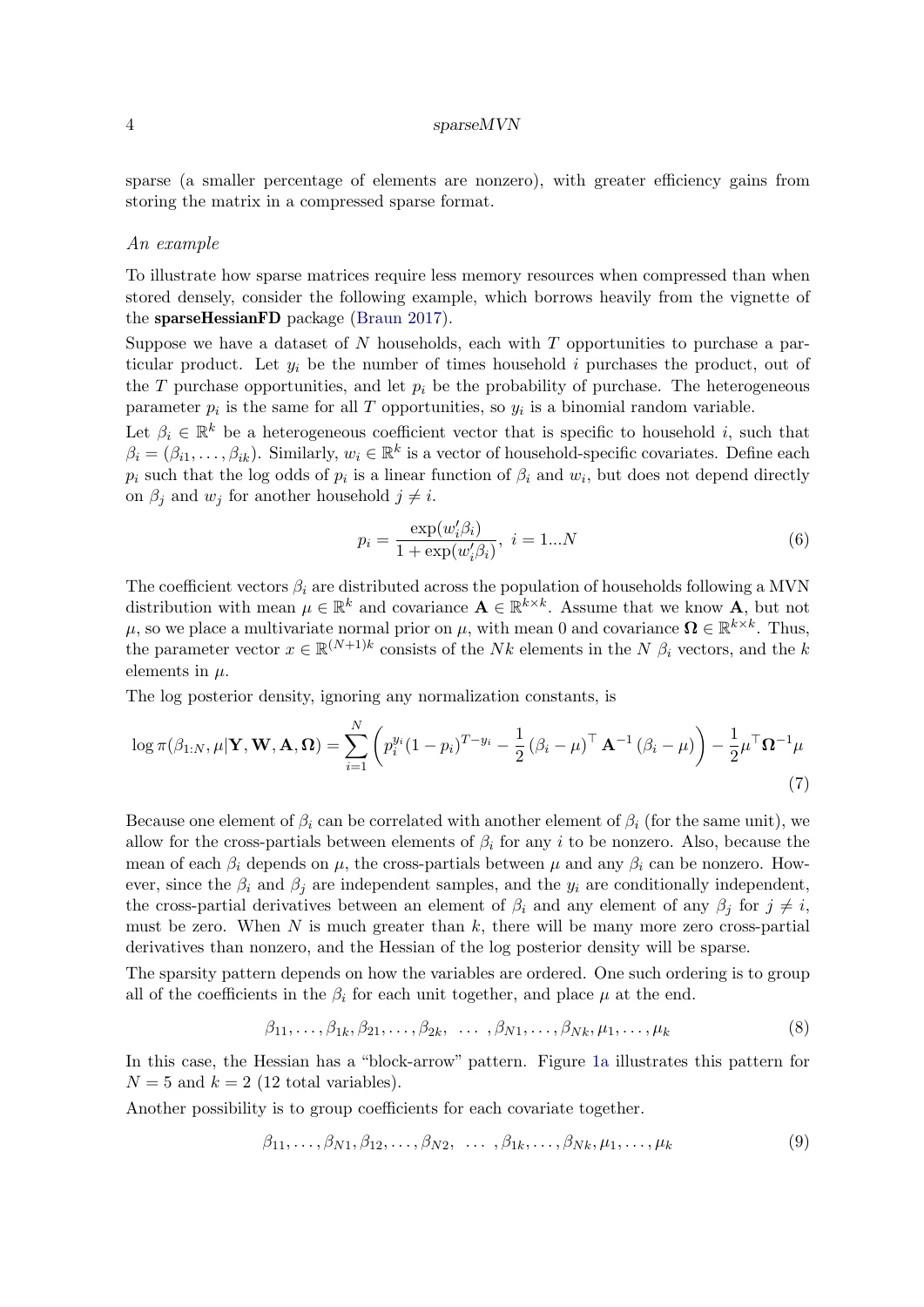sparse (a smaller percentage of elements are nonzero), with greater efficiency gains from storing the matrix in a compressed sparse format.

### *An example*

To illustrate how sparse matrices require less memory resources when compressed than when stored densely, consider the following example, which borrows heavily from the vignette of the **sparseHessianFD** package (Braun 2017).

Suppose we have a dataset of $N$ households, each with $T$ opportunities to purchase a particular product. Let $y_i$ be the number of times household $i$ purchases the product, out of the $T$ purchase opportunities, and let $p_i$ be the probability of purchase. The heterogeneous parameter $p_i$ is the same for all $T$ opportunities, so $y_i$ is a binomial random variable.

Let $\beta_i \in \mathbb{R}^k$ be a heterogeneous coefficient vector that is specific to household $i$, such that $\beta_i = (\beta_{i1}, \ldots, \beta_{ik})$. Similarly, $w_i \in \mathbb{R}^k$ is a vector of household-specific covariates. Define each $p_i$ such that the log odds of $p_i$ is a linear function of $\beta_i$ and $w_i$, but does not depend directly on $\beta_j$ and $w_j$ for another household $j \neq i$.

$$p_i = \frac{\exp(w_i'\beta_i)}{1 + \exp(w_i'\beta_i)},\ i = 1...N \tag{6}$$

The coefficient vectors $\beta_i$ are distributed across the population of households following a MVN distribution with mean $\mu \in \mathbb{R}^k$ and covariance $\mathbf{A} \in \mathbb{R}^{k\times k}$. Assume that we know $\mathbf{A}$, but not $\mu$, so we place a multivariate normal prior on $\mu$, with mean 0 and covariance $\mathbf{\Omega} \in \mathbb{R}^{k\times k}$. Thus, the parameter vector $x \in \mathbb{R}^{(N+1)k}$ consists of the $Nk$ elements in the $N$ $\beta_i$ vectors, and the $k$ elements in $\mu$.

The log posterior density, ignoring any normalization constants, is

$$\log \pi(\beta_{1:N}, \mu | \mathbf{Y}, \mathbf{W}, \mathbf{A}, \mathbf{\Omega}) = \sum_{i=1}^{N} \left( p_i^{y_i}(1-p_i)^{T-y_i} - \frac{1}{2}\left(\beta_i - \mu\right)^\top \mathbf{A}^{-1}\left(\beta_i - \mu\right) \right) - \frac{1}{2}\mu^\top \mathbf{\Omega}^{-1}\mu \tag{7}$$

Because one element of $\beta_i$ can be correlated with another element of $\beta_i$ (for the same unit), we allow for the cross-partials between elements of $\beta_i$ for any $i$ to be nonzero. Also, because the mean of each $\beta_i$ depends on $\mu$, the cross-partials between $\mu$ and any $\beta_i$ can be nonzero. However, since the $\beta_i$ and $\beta_j$ are independent samples, and the $y_i$ are conditionally independent, the cross-partial derivatives between an element of $\beta_i$ and any element of any $\beta_j$ for $j \neq i$, must be zero. When $N$ is much greater than $k$, there will be many more zero cross-partial derivatives than nonzero, and the Hessian of the log posterior density will be sparse.

The sparsity pattern depends on how the variables are ordered. One such ordering is to group all of the coefficients in the $\beta_i$ for each unit together, and place $\mu$ at the end.

$$\beta_{11}, \ldots, \beta_{1k}, \beta_{21}, \ldots, \beta_{2k},\ \ldots\ , \beta_{N1}, \ldots, \beta_{Nk}, \mu_1, \ldots, \mu_k \tag{8}$$

In this case, the Hessian has a "block-arrow" pattern. Figure 1a illustrates this pattern for $N = 5$ and $k = 2$ (12 total variables).

Another possibility is to group coefficients for each covariate together.

$$\beta_{11}, \ldots, \beta_{N1}, \beta_{12}, \ldots, \beta_{N2},\ \ldots\ , \beta_{1k}, \ldots, \beta_{Nk}, \mu_1, \ldots, \mu_k \tag{9}$$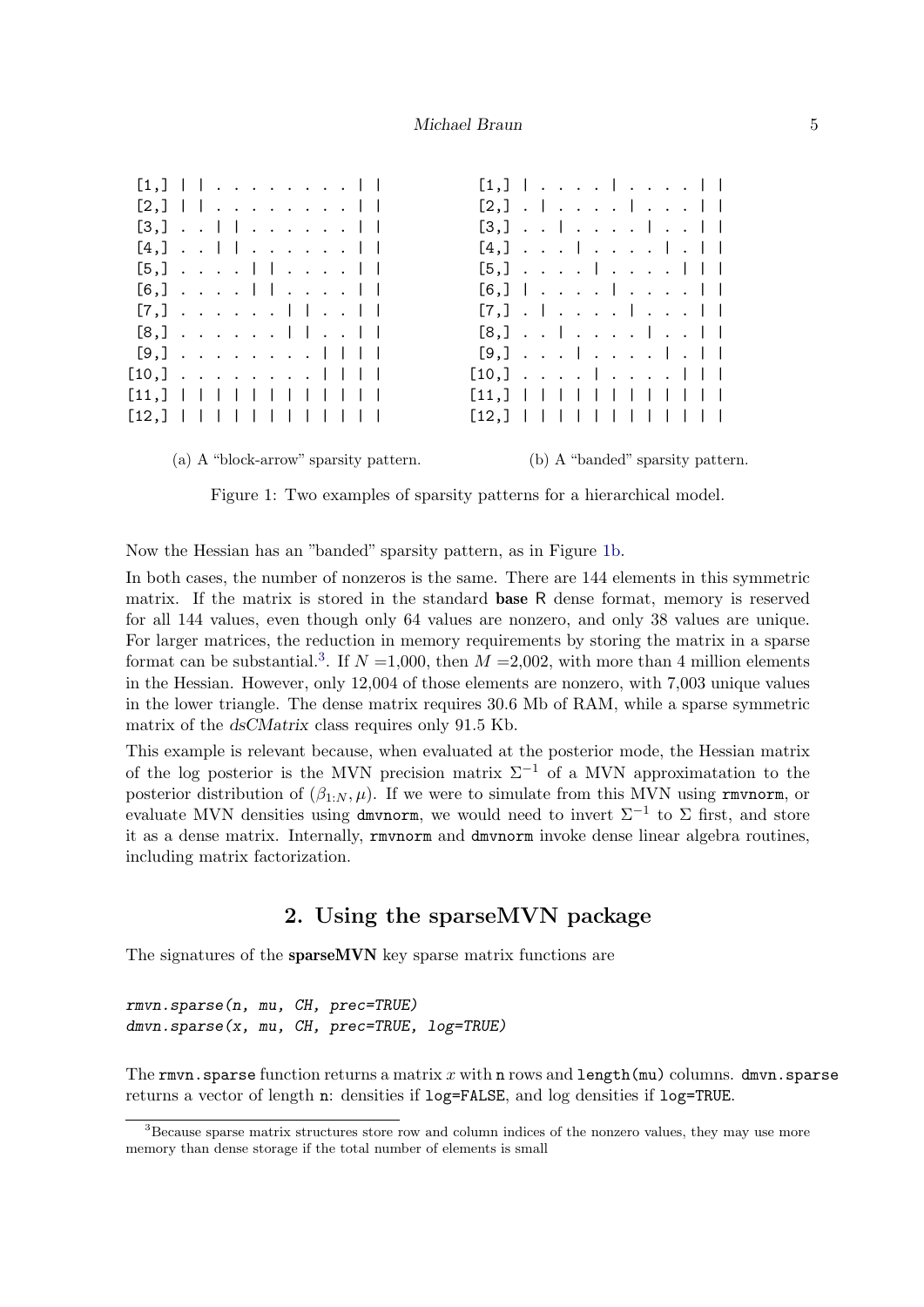```
 [1,] | | . . . . . . . . | |
 [2,] | | . . . . . . . . | |
 [3,] . . | | . . . . . . | |
 [4,] . . | | . . . . . . | |
 [5,] . . . . | | . . . . | |
 [6,] . . . . | | . . . . | |
 [7,] . . . . . . | | . . | |
 [8,] . . . . . . | | . . | |
 [9,] . . . . . . . . | | | |
[10,] . . . . . . . . | | | |
[11,] | | | | | | | | | | | |
[12,] | | | | | | | | | | | |
```

(a) A "block-arrow" sparsity pattern.

```
 [1,] | . . . . | . . . . | |
 [2,] . | . . . . | . . . | |
 [3,] . . | . . . . | . . | |
 [4,] . . . | . . . . | . | |
 [5,] . . . . | . . . . | | |
 [6,] | . . . . | . . . . | |
 [7,] . | . . . . | . . . | |
 [8,] . . | . . . . | . . | |
 [9,] . . . | . . . . | . | |
[10,] . . . . | . . . . | | |
[11,] | | | | | | | | | | | |
[12,] | | | | | | | | | | | |
```

(b) A "banded" sparsity pattern.

Figure 1: Two examples of sparsity patterns for a hierarchical model.

Now the Hessian has an "banded" sparsity pattern, as in Figure 1b.

In both cases, the number of nonzeros is the same. There are 144 elements in this symmetric matrix. If the matrix is stored in the standard **base** R dense format, memory is reserved for all 144 values, even though only 64 values are nonzero, and only 38 values are unique. For larger matrices, the reduction in memory requirements by storing the matrix in a sparse format can be substantial.[3]. If $N$ =1,000, then $M$ =2,002, with more than 4 million elements in the Hessian. However, only 12,004 of those elements are nonzero, with 7,003 unique values in the lower triangle. The dense matrix requires 30.6 Mb of RAM, while a sparse symmetric matrix of the *dsCMatrix* class requires only 91.5 Kb.

This example is relevant because, when evaluated at the posterior mode, the Hessian matrix of the log posterior is the MVN precision matrix $\Sigma^{-1}$ of a MVN approximatation to the posterior distribution of $(\beta_{1:N}, \mu)$. If we were to simulate from this MVN using `rmvnorm`, or evaluate MVN densities using `dmvnorm`, we would need to invert $\Sigma^{-1}$ to $\Sigma$ first, and store it as a dense matrix. Internally, `rmvnorm` and `dmvnorm` invoke dense linear algebra routines, including matrix factorization.

## 2. Using the sparseMVN package

The signatures of the **sparseMVN** key sparse matrix functions are

```
rmvn.sparse(n, mu, CH, prec=TRUE)
dmvn.sparse(x, mu, CH, prec=TRUE, log=TRUE)
```

The `rmvn.sparse` function returns a matrix $x$ with `n` rows and `length(mu)` columns. `dmvn.sparse` returns a vector of length `n`: densities if `log=FALSE`, and log densities if `log=TRUE`.

[3] Because sparse matrix structures store row and column indices of the nonzero values, they may use more memory than dense storage if the total number of elements is small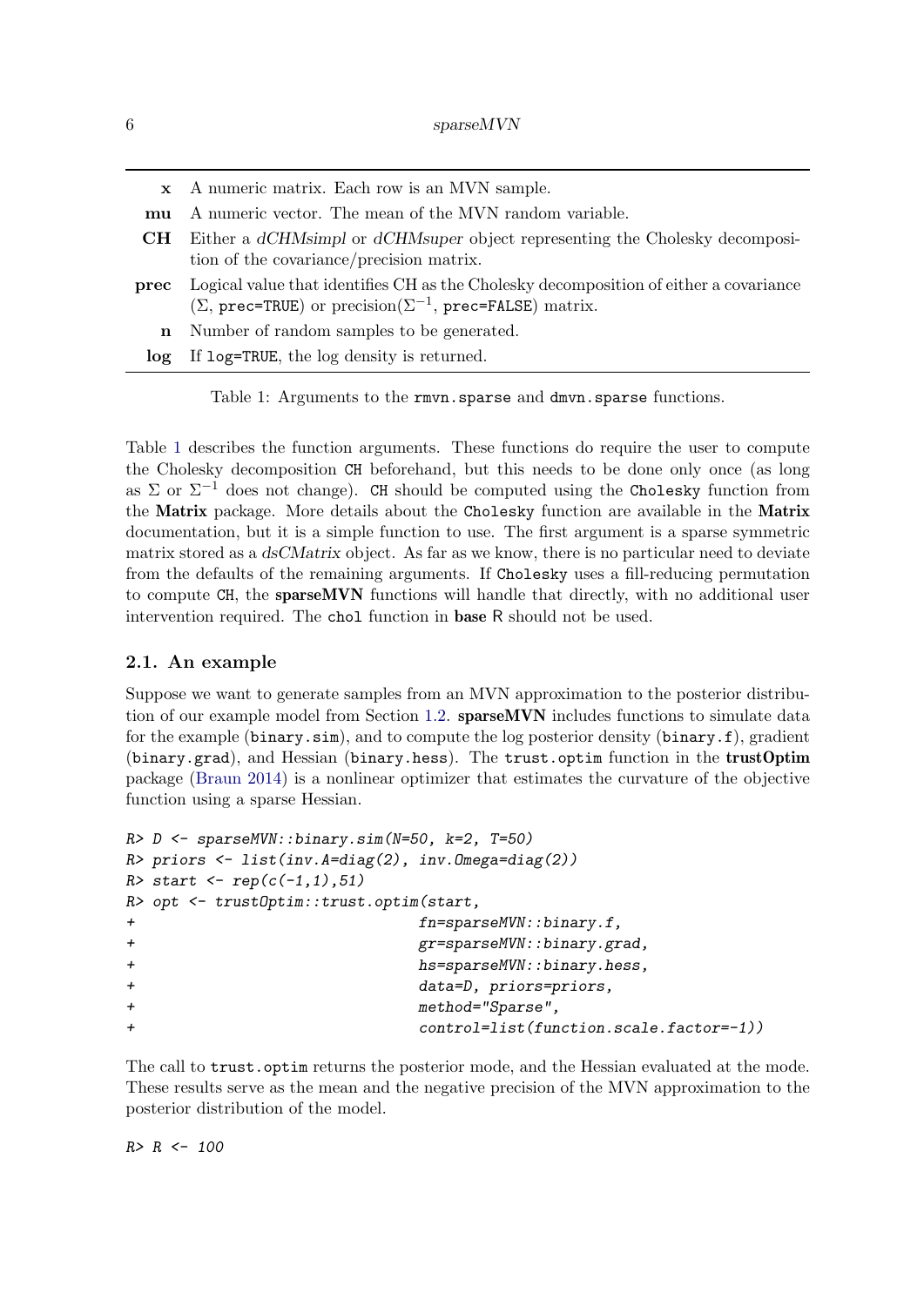| | |
|---|---|
| **x** | A numeric matrix. Each row is an MVN sample. |
| **mu** | A numeric vector. The mean of the MVN random variable. |
| **CH** | Either a *dCHMsimpl* or *dCHMsuper* object representing the Cholesky decomposition of the covariance/precision matrix. |
| **prec** | Logical value that identifies CH as the Cholesky decomposition of either a covariance ($\Sigma$, `prec=TRUE`) or precision($\Sigma^{-1}$, `prec=FALSE`) matrix. |
| **n** | Number of random samples to be generated. |
| **log** | If `log=TRUE`, the log density is returned. |

Table 1: Arguments to the `rmvn.sparse` and `dmvn.sparse` functions.

Table 1 describes the function arguments. These functions do require the user to compute the Cholesky decomposition `CH` beforehand, but this needs to be done only once (as long as $\Sigma$ or $\Sigma^{-1}$ does not change). `CH` should be computed using the `Cholesky` function from the **Matrix** package. More details about the `Cholesky` function are available in the **Matrix** documentation, but it is a simple function to use. The first argument is a sparse symmetric matrix stored as a *dsCMatrix* object. As far as we know, there is no particular need to deviate from the defaults of the remaining arguments. If `Cholesky` uses a fill-reducing permutation to compute `CH`, the **sparseMVN** functions will handle that directly, with no additional user intervention required. The `chol` function in **base** R should not be used.

### 2.1. An example

Suppose we want to generate samples from an MVN approximation to the posterior distribution of our example model from Section 1.2. **sparseMVN** includes functions to simulate data for the example (`binary.sim`), and to compute the log posterior density (`binary.f`), gradient (`binary.grad`), and Hessian (`binary.hess`). The `trust.optim` function in the **trustOptim** package (Braun 2014) is a nonlinear optimizer that estimates the curvature of the objective function using a sparse Hessian.

```
R> D <- sparseMVN::binary.sim(N=50, k=2, T=50)
R> priors <- list(inv.A=diag(2), inv.Omega=diag(2))
R> start <- rep(c(-1,1),51)
R> opt <- trustOptim::trust.optim(start,
+                                fn=sparseMVN::binary.f,
+                                gr=sparseMVN::binary.grad,
+                                hs=sparseMVN::binary.hess,
+                                data=D, priors=priors,
+                                method="Sparse",
+                                control=list(function.scale.factor=-1))
```

The call to `trust.optim` returns the posterior mode, and the Hessian evaluated at the mode. These results serve as the mean and the negative precision of the MVN approximation to the posterior distribution of the model.

```
R> R <- 100
```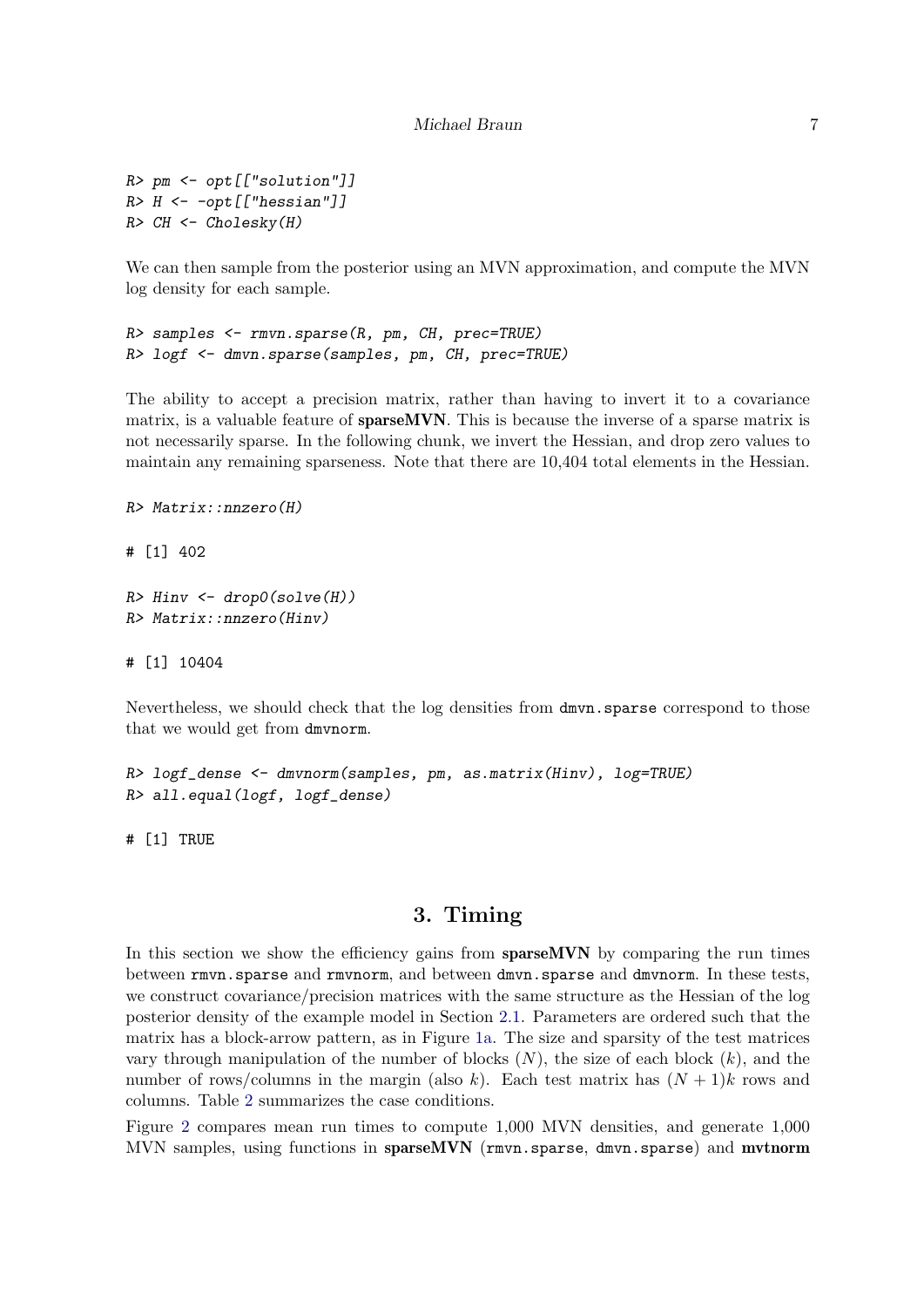```
R> pm <- opt[["solution"]]
R> H <- -opt[["hessian"]]
R> CH <- Cholesky(H)
```

We can then sample from the posterior using an MVN approximation, and compute the MVN log density for each sample.

```
R> samples <- rmvn.sparse(R, pm, CH, prec=TRUE)
R> logf <- dmvn.sparse(samples, pm, CH, prec=TRUE)
```

The ability to accept a precision matrix, rather than having to invert it to a covariance matrix, is a valuable feature of **sparseMVN**. This is because the inverse of a sparse matrix is not necessarily sparse. In the following chunk, we invert the Hessian, and drop zero values to maintain any remaining sparseness. Note that there are 10,404 total elements in the Hessian.

```
R> Matrix::nnzero(H)

# [1] 402

R> Hinv <- drop0(solve(H))
R> Matrix::nnzero(Hinv)

# [1] 10404
```

Nevertheless, we should check that the log densities from `dmvn.sparse` correspond to those that we would get from `dmvnorm`.

```
R> logf_dense <- dmvnorm(samples, pm, as.matrix(Hinv), log=TRUE)
R> all.equal(logf, logf_dense)

# [1] TRUE
```

# 3. Timing

In this section we show the efficiency gains from **sparseMVN** by comparing the run times between `rmvn.sparse` and `rmvnorm`, and between `dmvn.sparse` and `dmvnorm`. In these tests, we construct covariance/precision matrices with the same structure as the Hessian of the log posterior density of the example model in Section 2.1. Parameters are ordered such that the matrix has a block-arrow pattern, as in Figure 1a. The size and sparsity of the test matrices vary through manipulation of the number of blocks ($N$), the size of each block ($k$), and the number of rows/columns in the margin (also $k$). Each test matrix has $(N + 1)k$ rows and columns. Table 2 summarizes the case conditions.

Figure 2 compares mean run times to compute 1,000 MVN densities, and generate 1,000 MVN samples, using functions in **sparseMVN** (`rmvn.sparse`, `dmvn.sparse`) and **mvtnorm**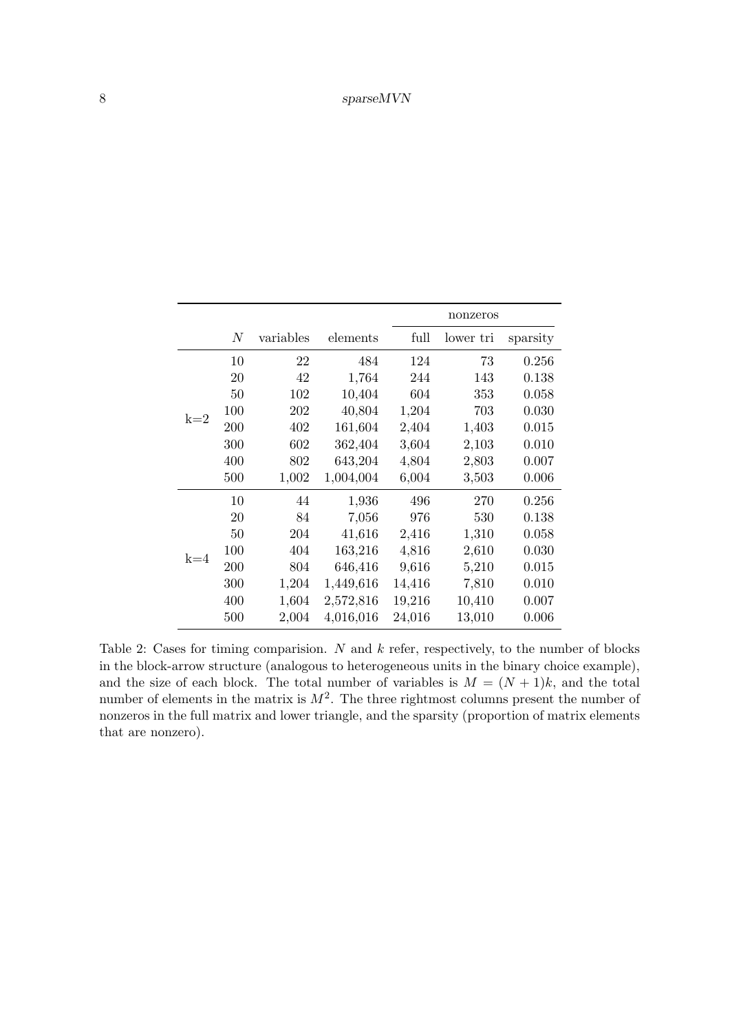|  | $N$ | variables | elements | nonzeros | | |
|---|---|---|---|---|---|---|
|  |  |  |  | full | lower tri | sparsity |
| k=2 | 10 | 22 | 484 | 124 | 73 | 0.256 |
|  | 20 | 42 | 1,764 | 244 | 143 | 0.138 |
|  | 50 | 102 | 10,404 | 604 | 353 | 0.058 |
|  | 100 | 202 | 40,804 | 1,204 | 703 | 0.030 |
|  | 200 | 402 | 161,604 | 2,404 | 1,403 | 0.015 |
|  | 300 | 602 | 362,404 | 3,604 | 2,103 | 0.010 |
|  | 400 | 802 | 643,204 | 4,804 | 2,803 | 0.007 |
|  | 500 | 1,002 | 1,004,004 | 6,004 | 3,503 | 0.006 |
| k=4 | 10 | 44 | 1,936 | 496 | 270 | 0.256 |
|  | 20 | 84 | 7,056 | 976 | 530 | 0.138 |
|  | 50 | 204 | 41,616 | 2,416 | 1,310 | 0.058 |
|  | 100 | 404 | 163,216 | 4,816 | 2,610 | 0.030 |
|  | 200 | 804 | 646,416 | 9,616 | 5,210 | 0.015 |
|  | 300 | 1,204 | 1,449,616 | 14,416 | 7,810 | 0.010 |
|  | 400 | 1,604 | 2,572,816 | 19,216 | 10,410 | 0.007 |
|  | 500 | 2,004 | 4,016,016 | 24,016 | 13,010 | 0.006 |

Table 2: Cases for timing comparision. $N$ and $k$ refer, respectively, to the number of blocks in the block-arrow structure (analogous to heterogeneous units in the binary choice example), and the size of each block. The total number of variables is $M = (N + 1)k$, and the total number of elements in the matrix is $M^2$. The three rightmost columns present the number of nonzeros in the full matrix and lower triangle, and the sparsity (proportion of matrix elements that are nonzero).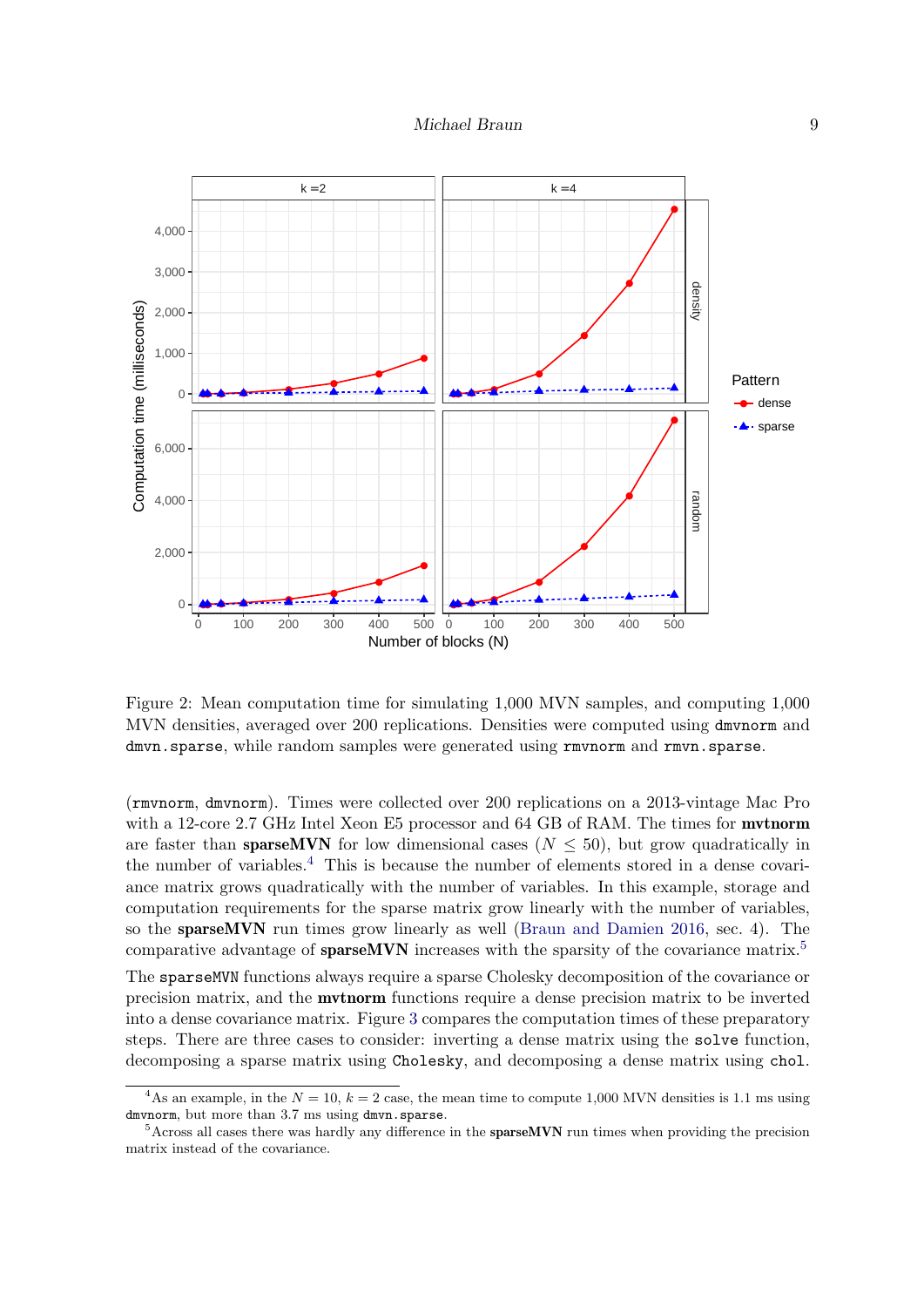Figure 2: Mean computation time for simulating 1,000 MVN samples, and computing 1,000 MVN densities, averaged over 200 replications. Densities were computed using `dmvnorm` and `dmvn.sparse`, while random samples were generated using `rmvnorm` and `rmvn.sparse`.

(`rmvnorm`, `dmvnorm`). Times were collected over 200 replications on a 2013-vintage Mac Pro with a 12-core 2.7 GHz Intel Xeon E5 processor and 64 GB of RAM. The times for **mvtnorm** are faster than **sparseMVN** for low dimensional cases ($N \leq 50$), but grow quadratically in the number of variables.[4] This is because the number of elements stored in a dense covariance matrix grows quadratically with the number of variables. In this example, storage and computation requirements for the sparse matrix grow linearly with the number of variables, so the **sparseMVN** run times grow linearly as well (Braun and Damien 2016, sec. 4). The comparative advantage of **sparseMVN** increases with the sparsity of the covariance matrix.[5]

The `sparseMVN` functions always require a sparse Cholesky decomposition of the covariance or precision matrix, and the **mvtnorm** functions require a dense precision matrix to be inverted into a dense covariance matrix. Figure 3 compares the computation times of these preparatory steps. There are three cases to consider: inverting a dense matrix using the `solve` function, decomposing a sparse matrix using `Cholesky`, and decomposing a dense matrix using `chol`.

[4] As an example, in the $N = 10$, $k = 2$ case, the mean time to compute 1,000 MVN densities is 1.1 ms using `dmvnorm`, but more than 3.7 ms using `dmvn.sparse`.

[5] Across all cases there was hardly any difference in the **sparseMVN** run times when providing the precision matrix instead of the covariance.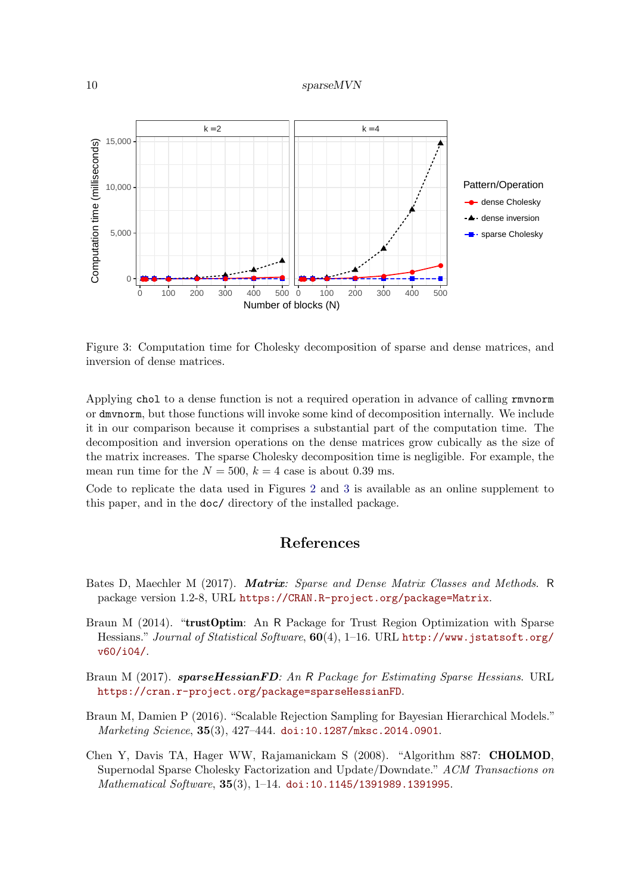Figure 3: Computation time for Cholesky decomposition of sparse and dense matrices, and inversion of dense matrices.

Applying `chol` to a dense function is not a required operation in advance of calling `rmvnorm` or `dmvnorm`, but those functions will invoke some kind of decomposition internally. We include it in our comparison because it comprises a substantial part of the computation time. The decomposition and inversion operations on the dense matrices grow cubically as the size of the matrix increases. The sparse Cholesky decomposition time is negligible. For example, the mean run time for the $N = 500$, $k = 4$ case is about 0.39 ms.

Code to replicate the data used in Figures 2 and 3 is available as an online supplement to this paper, and in the `doc/` directory of the installed package.

## References

Bates D, Maechler M (2017). ***Matrix**: Sparse and Dense Matrix Classes and Methods*. R package version 1.2-8, URL https://CRAN.R-project.org/package=Matrix.

Braun M (2014). "**trustOptim**: An R Package for Trust Region Optimization with Sparse Hessians." *Journal of Statistical Software*, **60**(4), 1–16. URL http://www.jstatsoft.org/v60/i04/.

Braun M (2017). ***sparseHessianFD**: An R Package for Estimating Sparse Hessians*. URL https://cran.r-project.org/package=sparseHessianFD.

Braun M, Damien P (2016). "Scalable Rejection Sampling for Bayesian Hierarchical Models." *Marketing Science*, **35**(3), 427–444. doi:10.1287/mksc.2014.0901.

Chen Y, Davis TA, Hager WW, Rajamanickam S (2008). "Algorithm 887: **CHOLMOD**, Supernodal Sparse Cholesky Factorization and Update/Downdate." *ACM Transactions on Mathematical Software*, **35**(3), 1–14. doi:10.1145/1391989.1391995.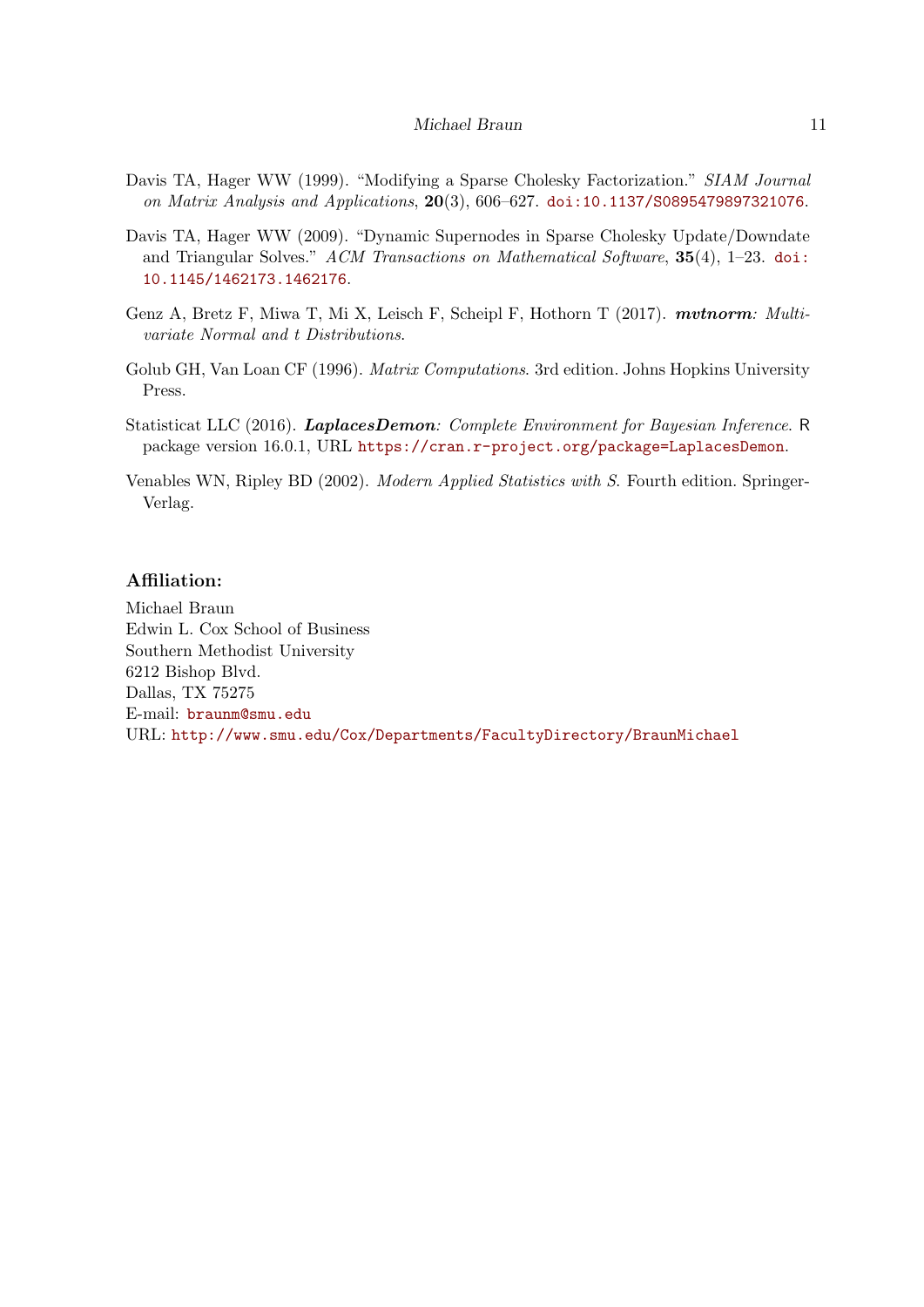Davis TA, Hager WW (1999). "Modifying a Sparse Cholesky Factorization." *SIAM Journal on Matrix Analysis and Applications*, **20**(3), 606–627. doi:10.1137/S0895479897321076.

Davis TA, Hager WW (2009). "Dynamic Supernodes in Sparse Cholesky Update/Downdate and Triangular Solves." *ACM Transactions on Mathematical Software*, **35**(4), 1–23. doi:10.1145/1462173.1462176.

Genz A, Bretz F, Miwa T, Mi X, Leisch F, Scheipl F, Hothorn T (2017). ***mvtnorm**: Multivariate Normal and t Distributions*.

Golub GH, Van Loan CF (1996). *Matrix Computations*. 3rd edition. Johns Hopkins University Press.

Statisticat LLC (2016). ***LaplacesDemon**: Complete Environment for Bayesian Inference*. R package version 16.0.1, URL https://cran.r-project.org/package=LaplacesDemon.

Venables WN, Ripley BD (2002). *Modern Applied Statistics with S*. Fourth edition. Springer-Verlag.

**Affiliation:**

Michael Braun
Edwin L. Cox School of Business
Southern Methodist University
6212 Bishop Blvd.
Dallas, TX 75275
E-mail: braunm@smu.edu
URL: http://www.smu.edu/Cox/Departments/FacultyDirectory/BraunMichael